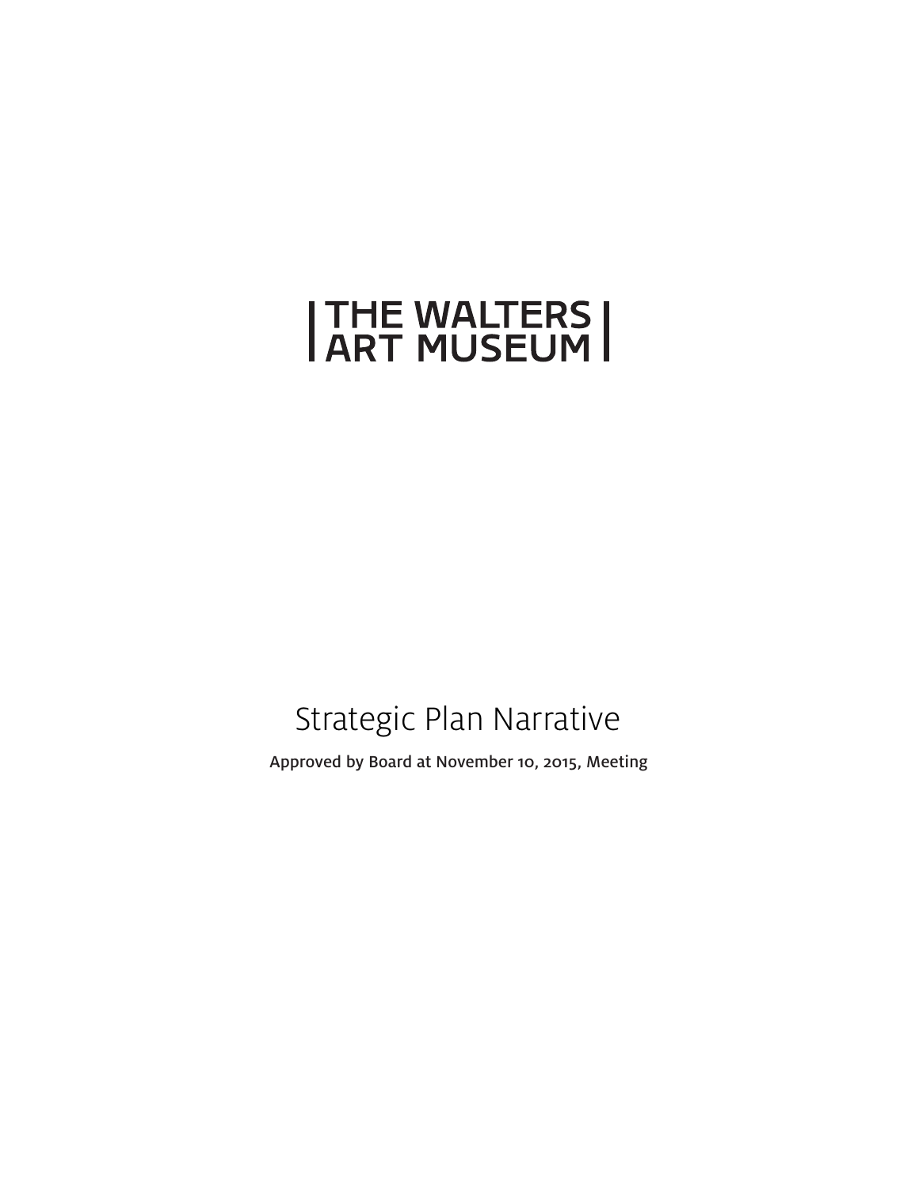# THE WALTERS ART MUSEUM

## Strategic Plan Narrative

Approved by Board at November 10, 2015, Meeting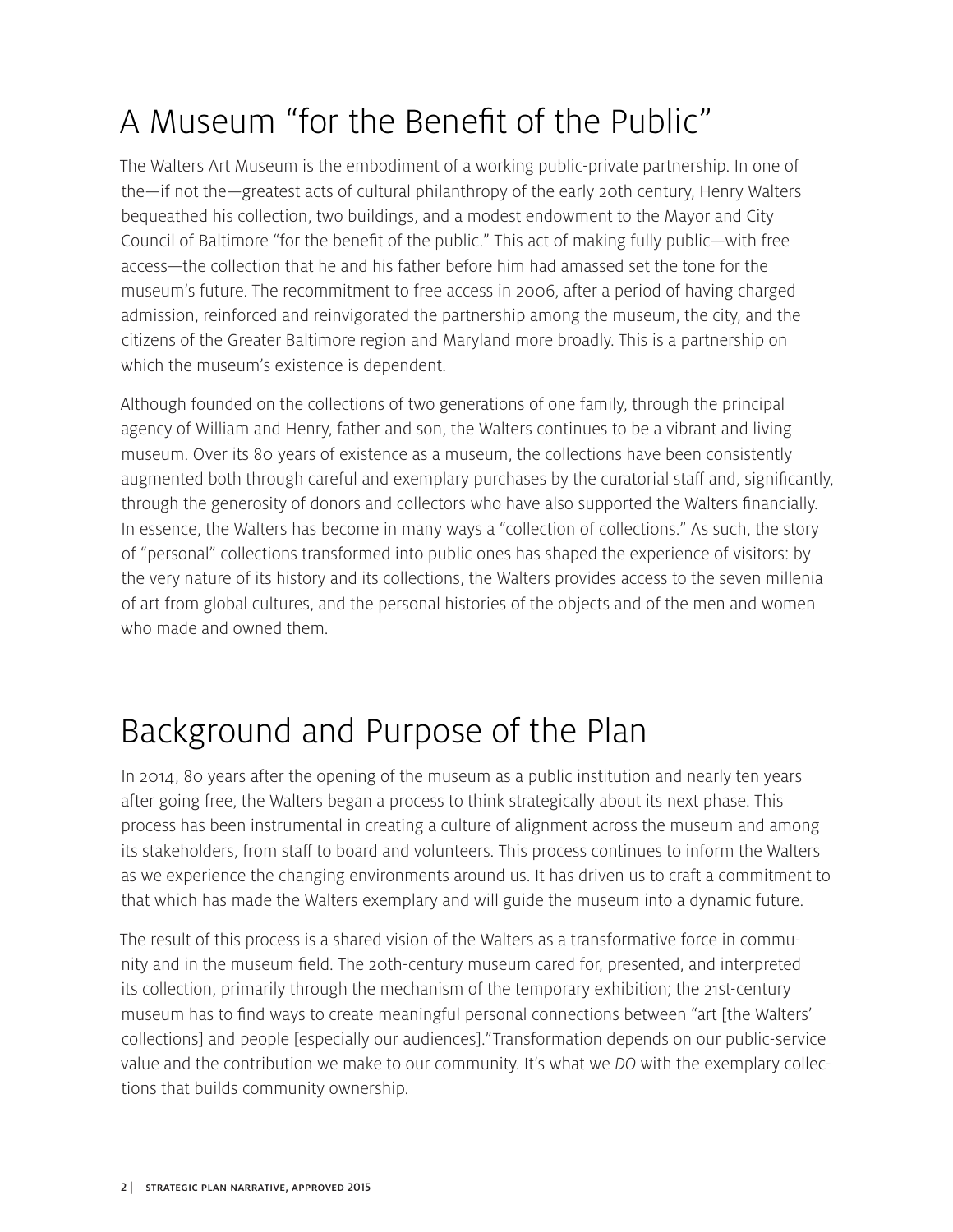# A Museum "for the Benefit of the Public"

The Walters Art Museum is the embodiment of a working public-private partnership. In one of the—if not the—greatest acts of cultural philanthropy of the early 20th century, Henry Walters bequeathed his collection, two buildings, and a modest endowment to the Mayor and City Council of Baltimore "for the benefit of the public." This act of making fully public—with free access—the collection that he and his father before him had amassed set the tone for the museum's future. The recommitment to free access in 2006, after a period of having charged admission, reinforced and reinvigorated the partnership among the museum, the city, and the citizens of the Greater Baltimore region and Maryland more broadly. This is a partnership on which the museum's existence is dependent.

Although founded on the collections of two generations of one family, through the principal agency of William and Henry, father and son, the Walters continues to be a vibrant and living museum. Over its 80 years of existence as a museum, the collections have been consistently augmented both through careful and exemplary purchases by the curatorial staff and, significantly, through the generosity of donors and collectors who have also supported the Walters financially. In essence, the Walters has become in many ways a "collection of collections." As such, the story of "personal" collections transformed into public ones has shaped the experience of visitors: by the very nature of its history and its collections, the Walters provides access to the seven millenia of art from global cultures, and the personal histories of the objects and of the men and women who made and owned them.

# Background and Purpose of the Plan

In 2014, 80 years after the opening of the museum as a public institution and nearly ten years after going free, the Walters began a process to think strategically about its next phase. This process has been instrumental in creating a culture of alignment across the museum and among its stakeholders, from staff to board and volunteers. This process continues to inform the Walters as we experience the changing environments around us. It has driven us to craft a commitment to that which has made the Walters exemplary and will guide the museum into a dynamic future.

The result of this process is a shared vision of the Walters as a transformative force in community and in the museum field. The 20th-century museum cared for, presented, and interpreted its collection, primarily through the mechanism of the temporary exhibition; the 21st-century museum has to find ways to create meaningful personal connections between "art [the Walters' collections] and people [especially our audiences]."Transformation depends on our public-service value and the contribution we make to our community. It's what we *DO* with the exemplary collections that builds community ownership.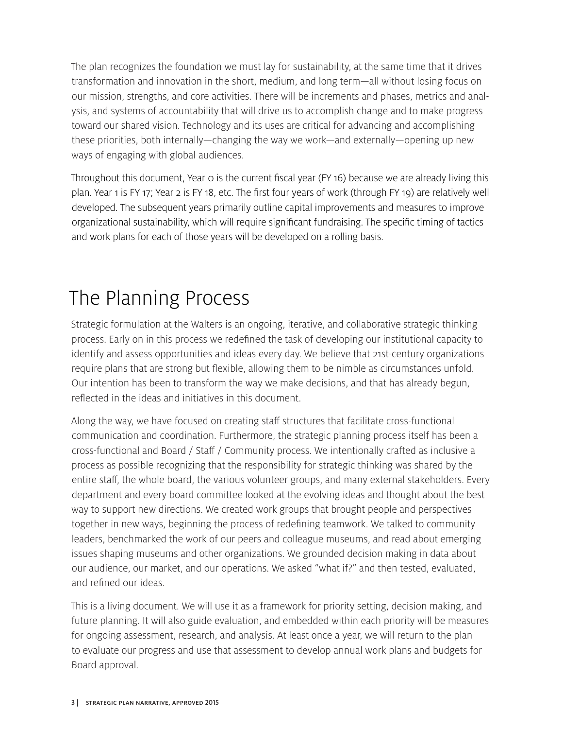The plan recognizes the foundation we must lay for sustainability, at the same time that it drives transformation and innovation in the short, medium, and long term—all without losing focus on our mission, strengths, and core activities. There will be increments and phases, metrics and analysis, and systems of accountability that will drive us to accomplish change and to make progress toward our shared vision. Technology and its uses are critical for advancing and accomplishing these priorities, both internally—changing the way we work—and externally—opening up new ways of engaging with global audiences.

Throughout this document, Year 0 is the current fiscal year (FY 16) because we are already living this plan. Year 1 is FY 17; Year 2 is FY 18, etc. The first four years of work (through FY 19) are relatively well developed. The subsequent years primarily outline capital improvements and measures to improve organizational sustainability, which will require significant fundraising. The specific timing of tactics and work plans for each of those years will be developed on a rolling basis.

# The Planning Process

Strategic formulation at the Walters is an ongoing, iterative, and collaborative strategic thinking process. Early on in this process we redefined the task of developing our institutional capacity to identify and assess opportunities and ideas every day. We believe that 21st-century organizations require plans that are strong but flexible, allowing them to be nimble as circumstances unfold. Our intention has been to transform the way we make decisions, and that has already begun, reflected in the ideas and initiatives in this document.

Along the way, we have focused on creating staff structures that facilitate cross-functional communication and coordination. Furthermore, the strategic planning process itself has been a cross-functional and Board / Staff / Community process. We intentionally crafted as inclusive a process as possible recognizing that the responsibility for strategic thinking was shared by the entire staff, the whole board, the various volunteer groups, and many external stakeholders. Every department and every board committee looked at the evolving ideas and thought about the best way to support new directions. We created work groups that brought people and perspectives together in new ways, beginning the process of redefining teamwork. We talked to community leaders, benchmarked the work of our peers and colleague museums, and read about emerging issues shaping museums and other organizations. We grounded decision making in data about our audience, our market, and our operations. We asked "what if?" and then tested, evaluated, and refined our ideas.

This is a living document. We will use it as a framework for priority setting, decision making, and future planning. It will also guide evaluation, and embedded within each priority will be measures for ongoing assessment, research, and analysis. At least once a year, we will return to the plan to evaluate our progress and use that assessment to develop annual work plans and budgets for Board approval.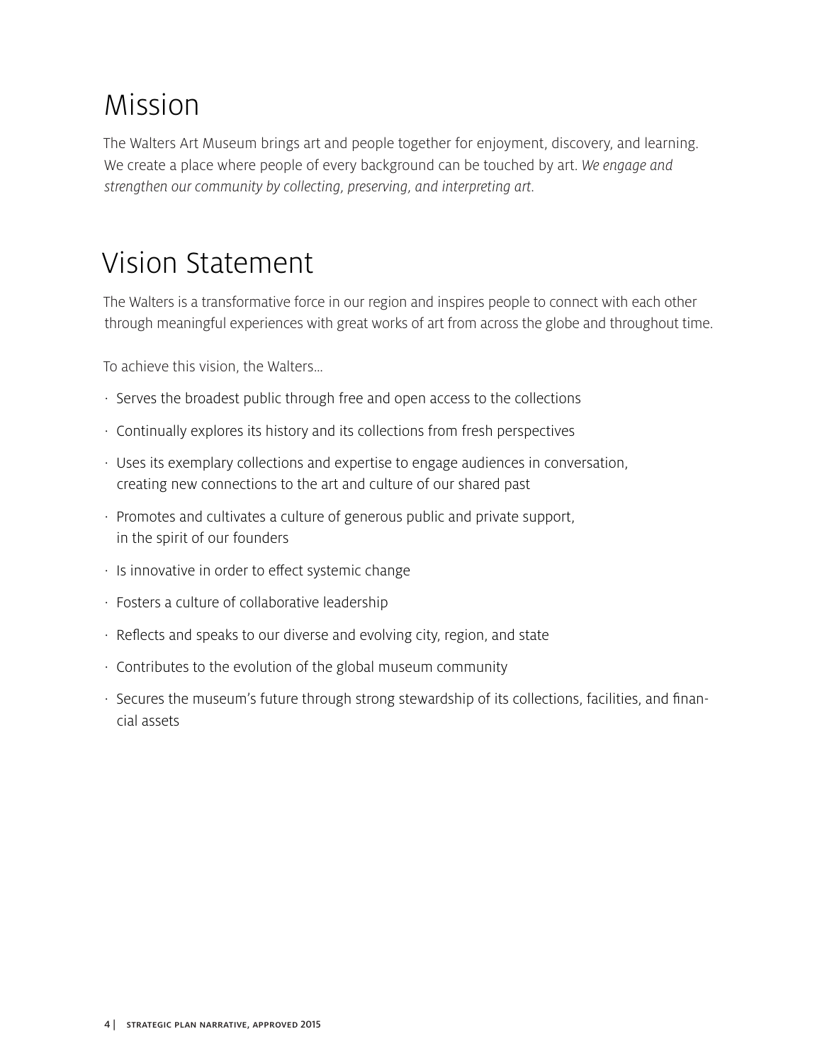# Mission

The Walters Art Museum brings art and people together for enjoyment, discovery, and learning. We create a place where people of every background can be touched by art. *We engage and strengthen our community by collecting, preserving, and interpreting art.*

# Vision Statement

The Walters is a transformative force in our region and inspires people to connect with each other through meaningful experiences with great works of art from across the globe and throughout time.

To achieve this vision, the Walters…

- Serves the broadest public through free and open access to the collections
- Continually explores its history and its collections from fresh perspectives
- Uses its exemplary collections and expertise to engage audiences in conversation, creating new connections to the art and culture of our shared past
- Promotes and cultivates a culture of generous public and private support, in the spirit of our founders
- Is innovative in order to effect systemic change
- Fosters a culture of collaborative leadership
- Reflects and speaks to our diverse and evolving city, region, and state
- Contributes to the evolution of the global museum community
- Secures the museum's future through strong stewardship of its collections, facilities, and financial assets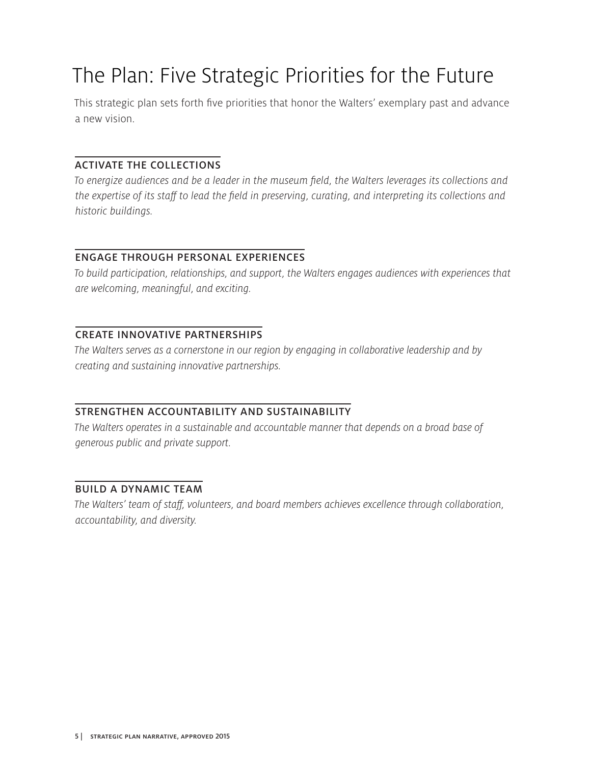# The Plan: Five Strategic Priorities for the Future

This strategic plan sets forth five priorities that honor the Walters' exemplary past and advance a new vision.

## ACTIVATE THE COLLECTIONS

*To energize audiences and be a leader in the museum field, the Walters leverages its collections and the expertise of its staff to lead the field in preserving, curating, and interpreting its collections and historic buildings.*

## ENGAGE THROUGH PERSONAL EXPERIENCES

*To build participation, relationships, and support, the Walters engages audiences with experiences that are welcoming, meaningful, and exciting.*

## CREATE INNOVATIVE PARTNERSHIPS

*The Walters serves as a cornerstone in our region by engaging in collaborative leadership and by creating and sustaining innovative partnerships.*

## STRENGTHEN ACCOUNTABILITY AND SUSTAINABILITY

*The Walters operates in a sustainable and accountable manner that depends on a broad base of generous public and private support.*

## BUILD A DYNAMIC TEAM

*The Walters' team of staff, volunteers, and board members achieves excellence through collaboration, accountability, and diversity.*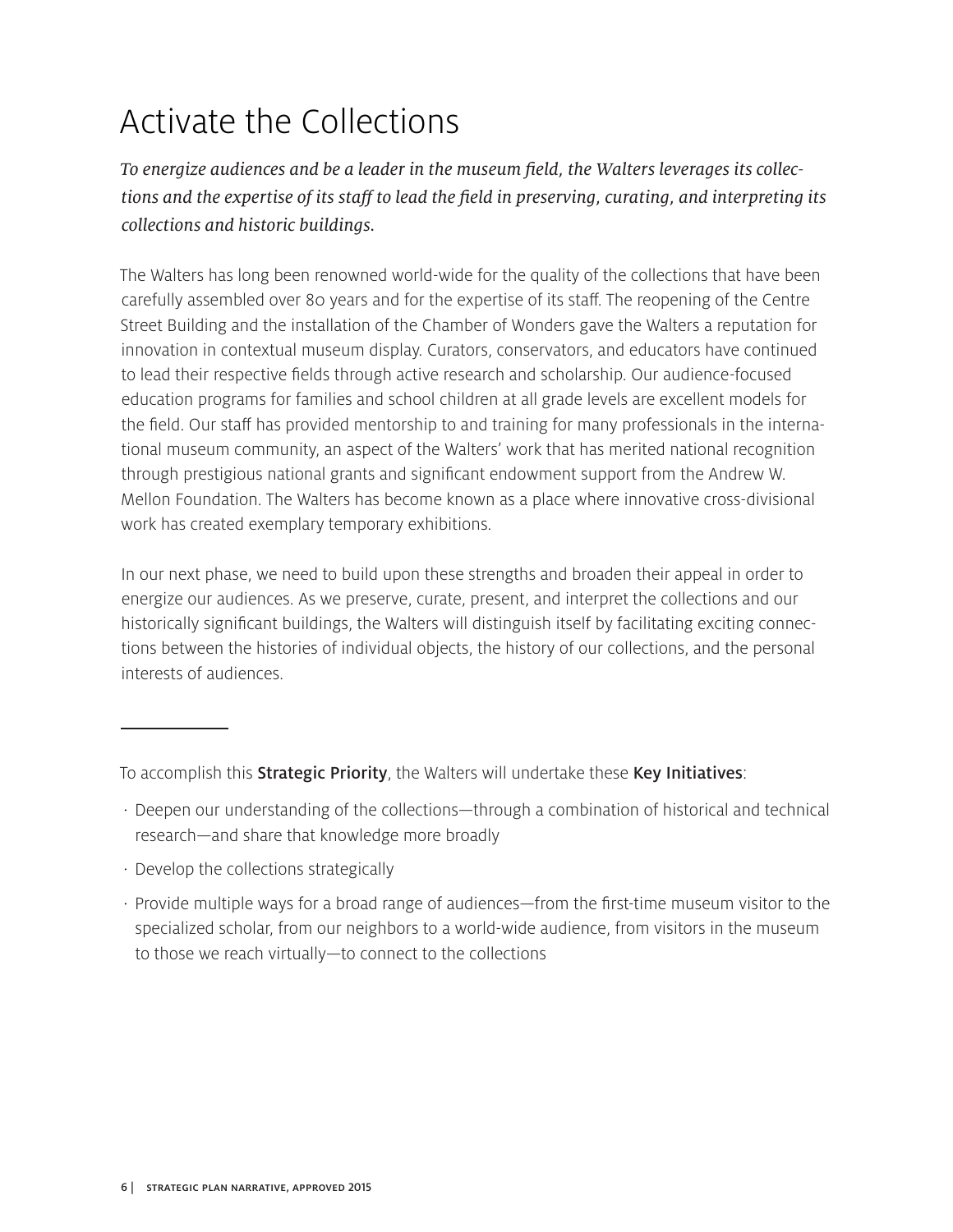# Activate the Collections

*To energize audiences and be a leader in the museum field, the Walters leverages its collections and the expertise of its staff to lead the field in preserving, curating, and interpreting its collections and historic buildings.*

The Walters has long been renowned world-wide for the quality of the collections that have been carefully assembled over 80 years and for the expertise of its staff. The reopening of the Centre Street Building and the installation of the Chamber of Wonders gave the Walters a reputation for innovation in contextual museum display. Curators, conservators, and educators have continued to lead their respective fields through active research and scholarship. Our audience-focused education programs for families and school children at all grade levels are excellent models for the field. Our staff has provided mentorship to and training for many professionals in the international museum community, an aspect of the Walters' work that has merited national recognition through prestigious national grants and significant endowment support from the Andrew W. Mellon Foundation. The Walters has become known as a place where innovative cross-divisional work has created exemplary temporary exhibitions.

In our next phase, we need to build upon these strengths and broaden their appeal in order to energize our audiences. As we preserve, curate, present, and interpret the collections and our historically significant buildings, the Walters will distinguish itself by facilitating exciting connections between the histories of individual objects, the history of our collections, and the personal interests of audiences.

---

To accomplish this **Strategic Priority**, the Walters will undertake these **Key Initiatives**:

- Deepen our understanding of the collections—through a combination of historical and technical research—and share that knowledge more broadly
- Develop the collections strategically
- Provide multiple ways for a broad range of audiences—from the first-time museum visitor to the specialized scholar, from our neighbors to a world-wide audience, from visitors in the museum to those we reach virtually—to connect to the collections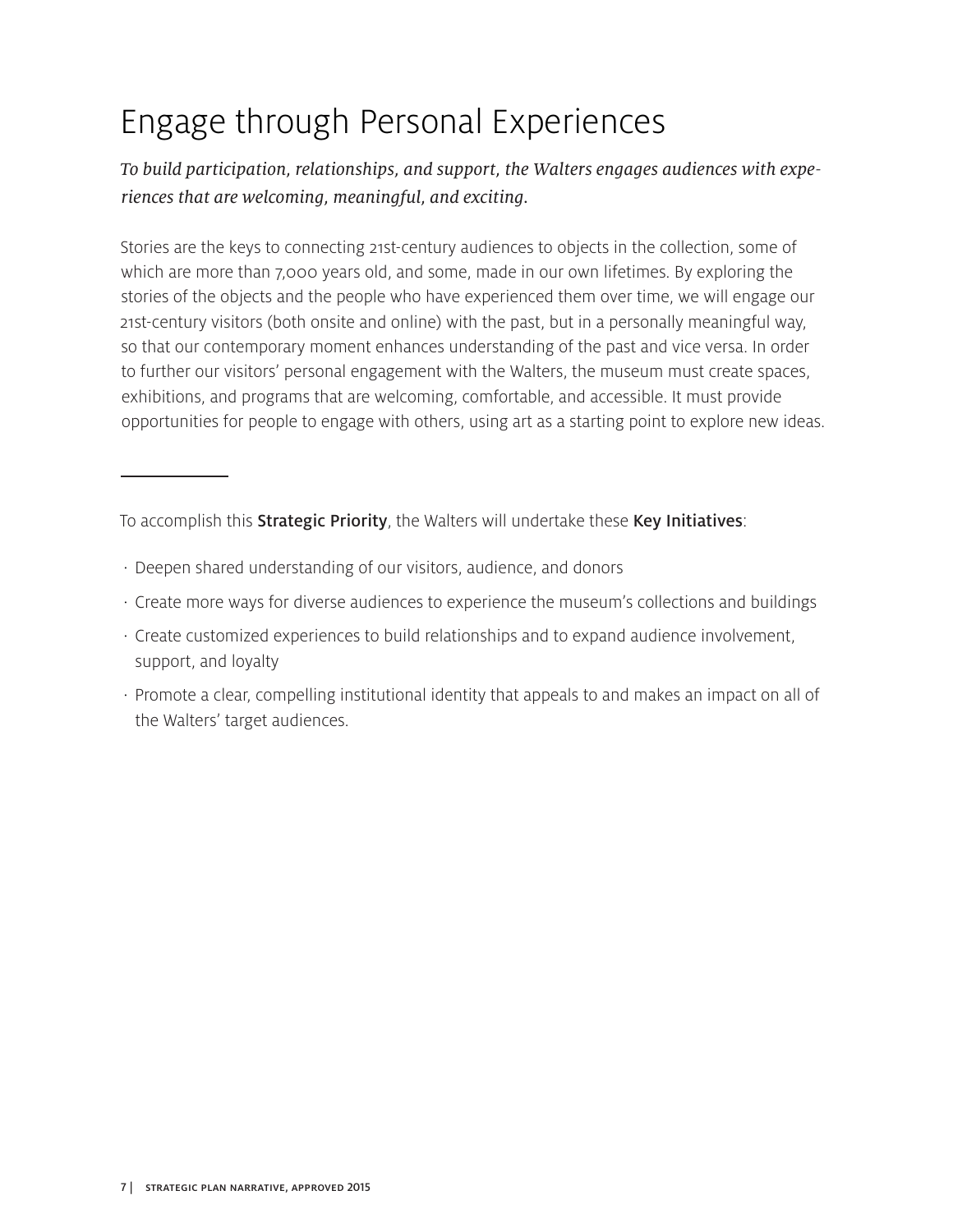# Engage through Personal Experiences

*To build participation, relationships, and support, the Walters engages audiences with experiences that are welcoming, meaningful, and exciting.*

Stories are the keys to connecting 21st-century audiences to objects in the collection, some of which are more than 7,000 years old, and some, made in our own lifetimes. By exploring the stories of the objects and the people who have experienced them over time, we will engage our 21st-century visitors (both onsite and online) with the past, but in a personally meaningful way, so that our contemporary moment enhances understanding of the past and vice versa. In order to further our visitors' personal engagement with the Walters, the museum must create spaces, exhibitions, and programs that are welcoming, comfortable, and accessible. It must provide opportunities for people to engage with others, using art as a starting point to explore new ideas.

---

To accomplish this **Strategic Priority**, the Walters will undertake these **Key Initiatives**:

- Deepen shared understanding of our visitors, audience, and donors
- Create more ways for diverse audiences to experience the museum's collections and buildings
- Create customized experiences to build relationships and to expand audience involvement, support, and loyalty
- Promote a clear, compelling institutional identity that appeals to and makes an impact on all of the Walters' target audiences.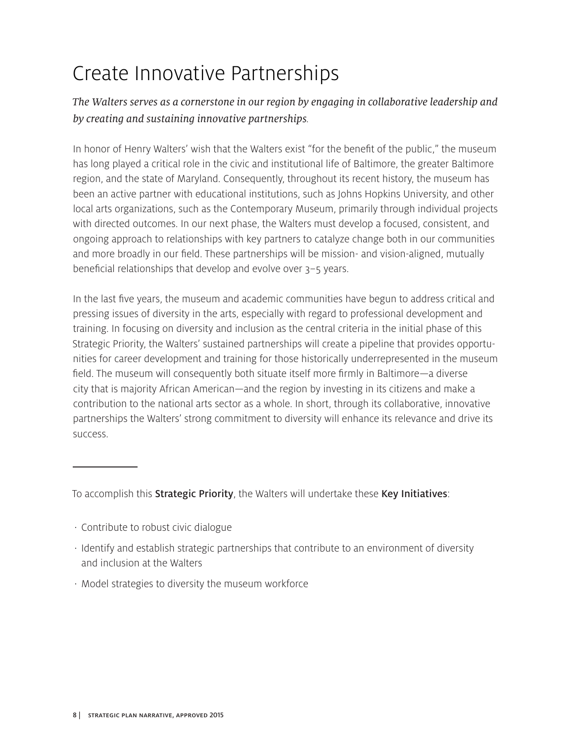# Create Innovative Partnerships

*The Walters serves as a cornerstone in our region by engaging in collaborative leadership and by creating and sustaining innovative partnerships.*

In honor of Henry Walters' wish that the Walters exist "for the benefit of the public," the museum has long played a critical role in the civic and institutional life of Baltimore, the greater Baltimore region, and the state of Maryland. Consequently, throughout its recent history, the museum has been an active partner with educational institutions, such as Johns Hopkins University, and other local arts organizations, such as the Contemporary Museum, primarily through individual projects with directed outcomes. In our next phase, the Walters must develop a focused, consistent, and ongoing approach to relationships with key partners to catalyze change both in our communities and more broadly in our field. These partnerships will be mission- and vision-aligned, mutually beneficial relationships that develop and evolve over 3–5 years.

In the last five years, the museum and academic communities have begun to address critical and pressing issues of diversity in the arts, especially with regard to professional development and training. In focusing on diversity and inclusion as the central criteria in the initial phase of this Strategic Priority, the Walters' sustained partnerships will create a pipeline that provides opportunities for career development and training for those historically underrepresented in the museum field. The museum will consequently both situate itself more firmly in Baltimore—a diverse city that is majority African American—and the region by investing in its citizens and make a contribution to the national arts sector as a whole. In short, through its collaborative, innovative partnerships the Walters' strong commitment to diversity will enhance its relevance and drive its success.

---

To accomplish this **Strategic Priority**, the Walters will undertake these **Key Initiatives**:

- Contribute to robust civic dialogue
- Identify and establish strategic partnerships that contribute to an environment of diversity and inclusion at the Walters
- Model strategies to diversity the museum workforce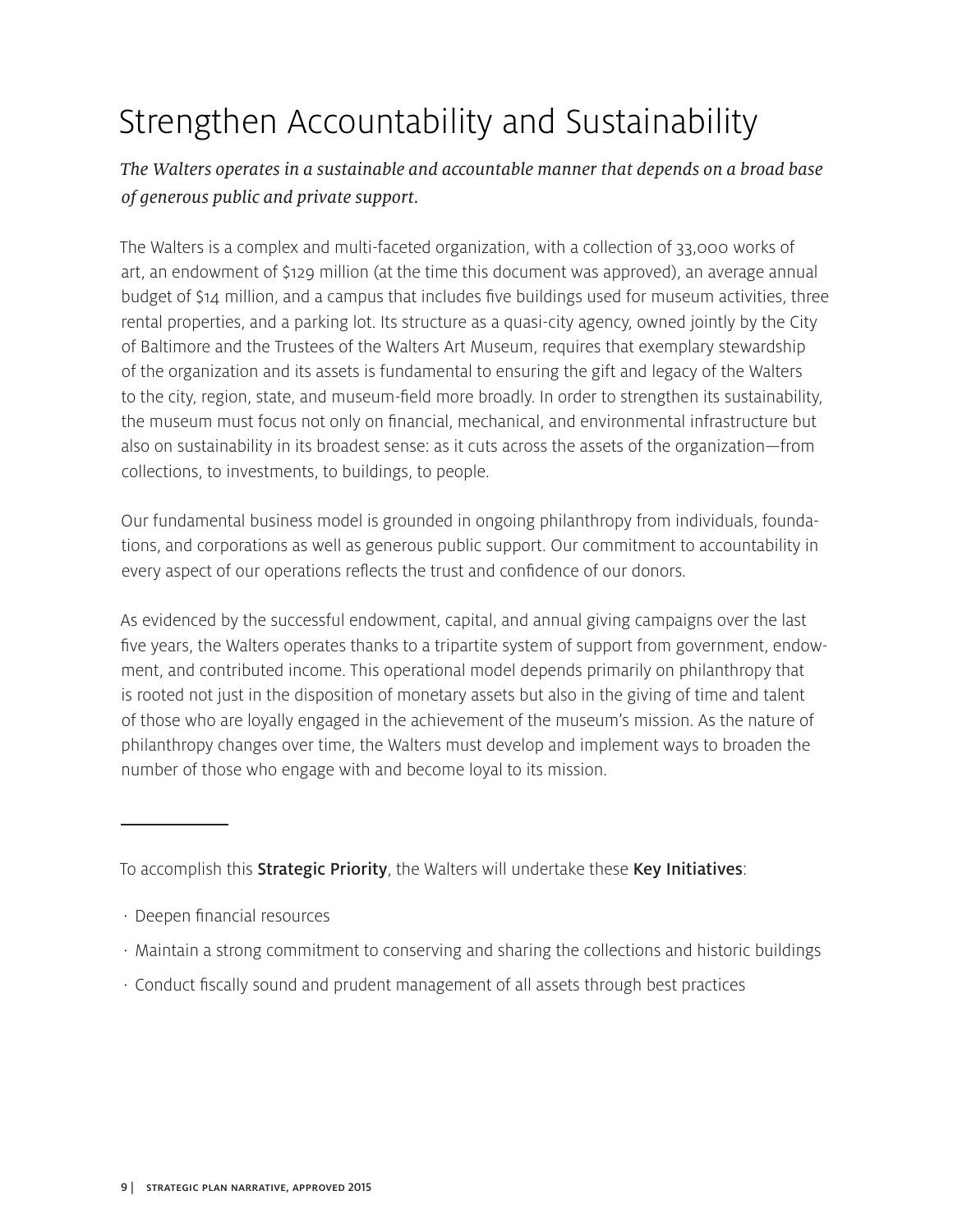# Strengthen Accountability and Sustainability

*The Walters operates in a sustainable and accountable manner that depends on a broad base of generous public and private support.*

The Walters is a complex and multi-faceted organization, with a collection of 33,000 works of art, an endowment of $129 million (at the time this document was approved), an average annual budget of $14 million, and a campus that includes five buildings used for museum activities, three rental properties, and a parking lot. Its structure as a quasi-city agency, owned jointly by the City of Baltimore and the Trustees of the Walters Art Museum, requires that exemplary stewardship of the organization and its assets is fundamental to ensuring the gift and legacy of the Walters to the city, region, state, and museum-field more broadly. In order to strengthen its sustainability, the museum must focus not only on financial, mechanical, and environmental infrastructure but also on sustainability in its broadest sense: as it cuts across the assets of the organization—from collections, to investments, to buildings, to people.

Our fundamental business model is grounded in ongoing philanthropy from individuals, foundations, and corporations as well as generous public support. Our commitment to accountability in every aspect of our operations reflects the trust and confidence of our donors.

As evidenced by the successful endowment, capital, and annual giving campaigns over the last five years, the Walters operates thanks to a tripartite system of support from government, endowment, and contributed income. This operational model depends primarily on philanthropy that is rooted not just in the disposition of monetary assets but also in the giving of time and talent of those who are loyally engaged in the achievement of the museum's mission. As the nature of philanthropy changes over time, the Walters must develop and implement ways to broaden the number of those who engage with and become loyal to its mission.

---

To accomplish this **Strategic Priority**, the Walters will undertake these **Key Initiatives**:

- Deepen financial resources
- Maintain a strong commitment to conserving and sharing the collections and historic buildings
- Conduct fiscally sound and prudent management of all assets through best practices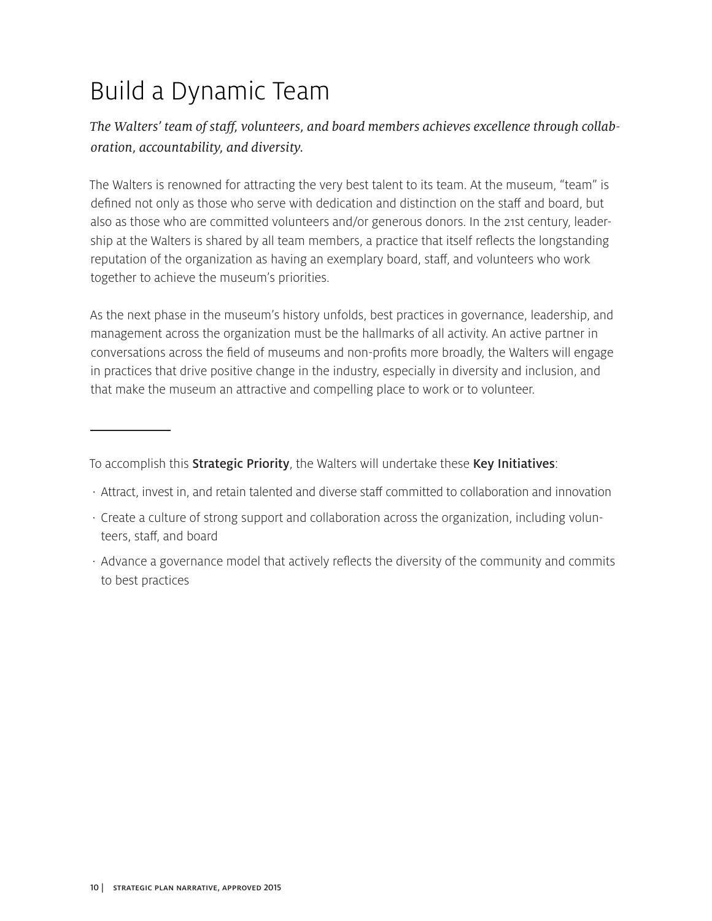# Build a Dynamic Team

*The Walters' team of staff, volunteers, and board members achieves excellence through collaboration, accountability, and diversity.*

The Walters is renowned for attracting the very best talent to its team. At the museum, "team" is defined not only as those who serve with dedication and distinction on the staff and board, but also as those who are committed volunteers and/or generous donors. In the 21st century, leadership at the Walters is shared by all team members, a practice that itself reflects the longstanding reputation of the organization as having an exemplary board, staff, and volunteers who work together to achieve the museum's priorities.

As the next phase in the museum's history unfolds, best practices in governance, leadership, and management across the organization must be the hallmarks of all activity. An active partner in conversations across the field of museums and non-profits more broadly, the Walters will engage in practices that drive positive change in the industry, especially in diversity and inclusion, and that make the museum an attractive and compelling place to work or to volunteer.

---

To accomplish this **Strategic Priority**, the Walters will undertake these **Key Initiatives**:

- Attract, invest in, and retain talented and diverse staff committed to collaboration and innovation
- Create a culture of strong support and collaboration across the organization, including volunteers, staff, and board
- Advance a governance model that actively reflects the diversity of the community and commits to best practices